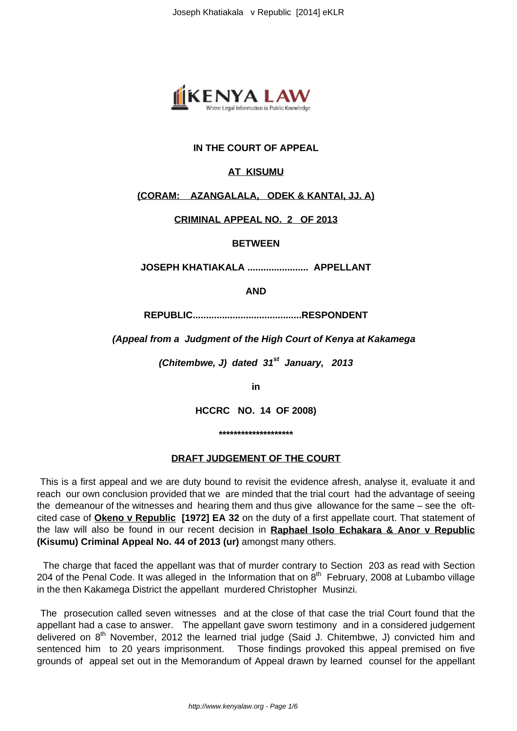**IN THE COURT OF APPEAL**

**AT KISUMU**

**(CORAM: AZANGALALA, ODEK & KANTAI, JJ. A)**

**CRIMINAL APPEAL NO. 2 OF 2013**

**BETWEEN**

**JOSEPH KHATIAKALA ....................... APPELLANT**

**AND**

**REPUBLIC.........................................RESPONDENT**

***(Appeal from a Judgment of the High Court of Kenya at Kakamega***

***(Chitembwe, J) dated 31st January, 2013***

**in**

**HCCRC NO. 14 OF 2008)**

**********************

**DRAFT JUDGEMENT OF THE COURT**

This is a first appeal and we are duty bound to revisit the evidence afresh, analyse it, evaluate it and reach our own conclusion provided that we are minded that the trial court had the advantage of seeing the demeanour of the witnesses and hearing them and thus give allowance for the same – see the oft-cited case of **Okeno v Republic [1972] EA 32** on the duty of a first appellate court. That statement of the law will also be found in our recent decision in **Raphael Isolo Echakara & Anor v Republic (Kisumu) Criminal Appeal No. 44 of 2013 (ur)** amongst many others.

The charge that faced the appellant was that of murder contrary to Section 203 as read with Section 204 of the Penal Code. It was alleged in the Information that on 8th February, 2008 at Lubambo village in the then Kakamega District the appellant murdered Christopher Musinzi.

The prosecution called seven witnesses and at the close of that case the trial Court found that the appellant had a case to answer. The appellant gave sworn testimony and in a considered judgement delivered on 8th November, 2012 the learned trial judge (Said J. Chitembwe, J) convicted him and sentenced him to 20 years imprisonment. Those findings provoked this appeal premised on five grounds of appeal set out in the Memorandum of Appeal drawn by learned counsel for the appellant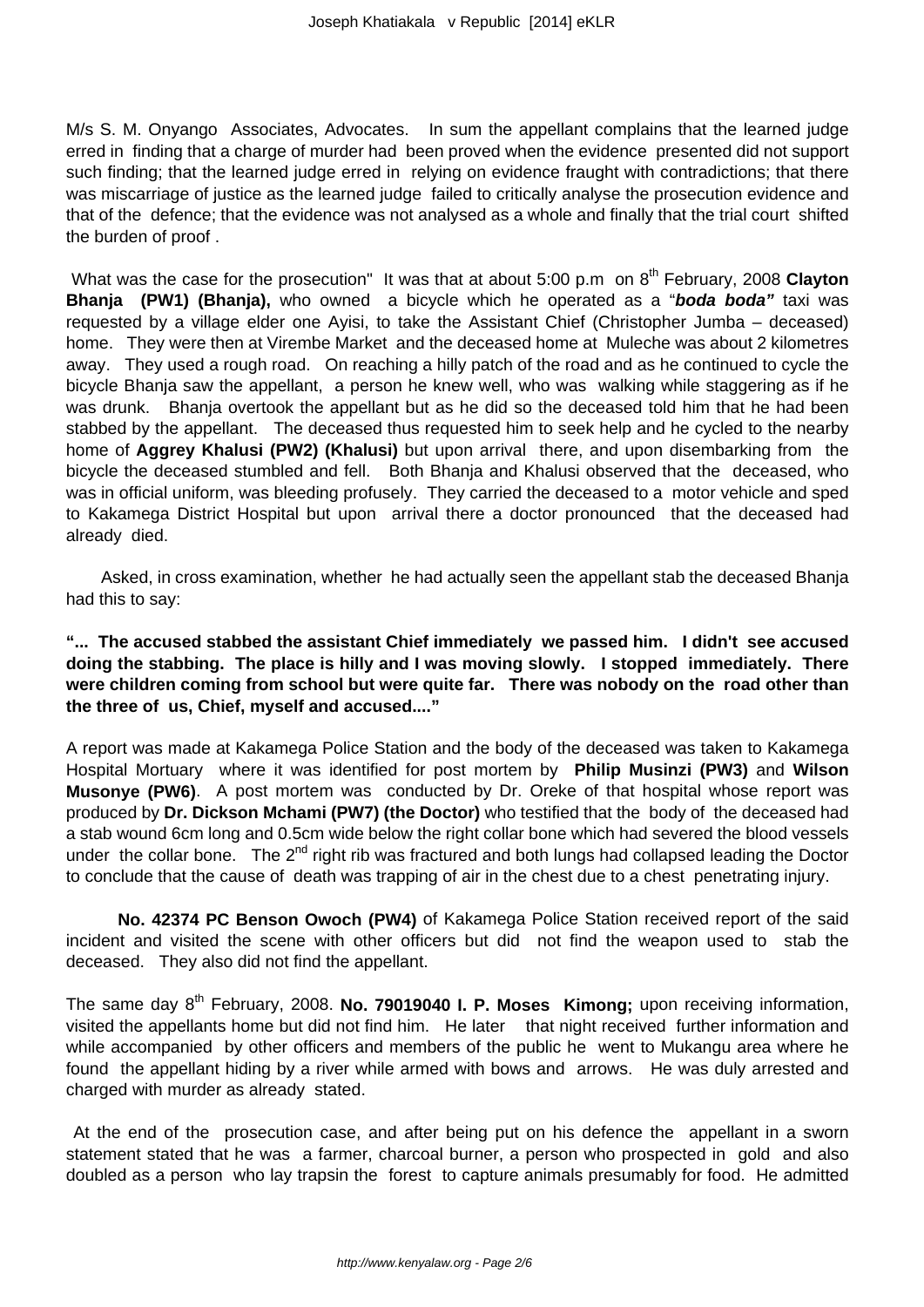M/s S. M. Onyango Associates, Advocates. In sum the appellant complains that the learned judge erred in finding that a charge of murder had been proved when the evidence presented did not support such finding; that the learned judge erred in relying on evidence fraught with contradictions; that there was miscarriage of justice as the learned judge failed to critically analyse the prosecution evidence and that of the defence; that the evidence was not analysed as a whole and finally that the trial court shifted the burden of proof .

What was the case for the prosecution" It was that at about 5:00 p.m on 8th February, 2008 **Clayton Bhanja (PW1) (Bhanja),** who owned a bicycle which he operated as a "***boda boda"*** taxi was requested by a village elder one Ayisi, to take the Assistant Chief (Christopher Jumba – deceased) home. They were then at Virembe Market and the deceased home at Muleche was about 2 kilometres away. They used a rough road. On reaching a hilly patch of the road and as he continued to cycle the bicycle Bhanja saw the appellant, a person he knew well, who was walking while staggering as if he was drunk. Bhanja overtook the appellant but as he did so the deceased told him that he had been stabbed by the appellant. The deceased thus requested him to seek help and he cycled to the nearby home of **Aggrey Khalusi (PW2) (Khalusi)** but upon arrival there, and upon disembarking from the bicycle the deceased stumbled and fell. Both Bhanja and Khalusi observed that the deceased, who was in official uniform, was bleeding profusely. They carried the deceased to a motor vehicle and sped to Kakamega District Hospital but upon arrival there a doctor pronounced that the deceased had already died.

Asked, in cross examination, whether he had actually seen the appellant stab the deceased Bhanja had this to say:

**"... The accused stabbed the assistant Chief immediately we passed him. I didn't see accused doing the stabbing. The place is hilly and I was moving slowly. I stopped immediately. There were children coming from school but were quite far. There was nobody on the road other than the three of us, Chief, myself and accused...."**

A report was made at Kakamega Police Station and the body of the deceased was taken to Kakamega Hospital Mortuary where it was identified for post mortem by **Philip Musinzi (PW3)** and **Wilson Musonye (PW6)**. A post mortem was conducted by Dr. Oreke of that hospital whose report was produced by **Dr. Dickson Mchami (PW7) (the Doctor)** who testified that the body of the deceased had a stab wound 6cm long and 0.5cm wide below the right collar bone which had severed the blood vessels under the collar bone. The 2nd right rib was fractured and both lungs had collapsed leading the Doctor to conclude that the cause of death was trapping of air in the chest due to a chest penetrating injury.

**No. 42374 PC Benson Owoch (PW4)** of Kakamega Police Station received report of the said incident and visited the scene with other officers but did not find the weapon used to stab the deceased. They also did not find the appellant.

The same day 8th February, 2008. **No. 79019040 I. P. Moses Kimong;** upon receiving information, visited the appellants home but did not find him. He later that night received further information and while accompanied by other officers and members of the public he went to Mukangu area where he found the appellant hiding by a river while armed with bows and arrows. He was duly arrested and charged with murder as already stated.

At the end of the prosecution case, and after being put on his defence the appellant in a sworn statement stated that he was a farmer, charcoal burner, a person who prospected in gold and also doubled as a person who lay trapsin the forest to capture animals presumably for food. He admitted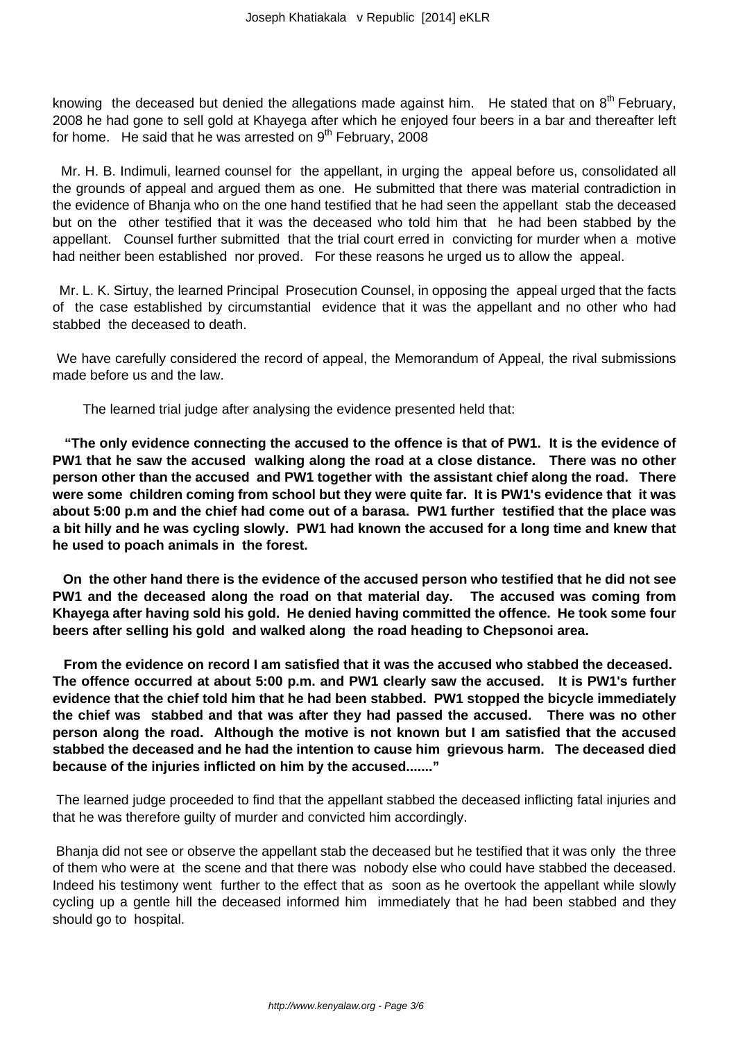knowing the deceased but denied the allegations made against him. He stated that on 8th February, 2008 he had gone to sell gold at Khayega after which he enjoyed four beers in a bar and thereafter left for home. He said that he was arrested on 9th February, 2008

Mr. H. B. Indimuli, learned counsel for the appellant, in urging the appeal before us, consolidated all the grounds of appeal and argued them as one. He submitted that there was material contradiction in the evidence of Bhanja who on the one hand testified that he had seen the appellant stab the deceased but on the other testified that it was the deceased who told him that he had been stabbed by the appellant. Counsel further submitted that the trial court erred in convicting for murder when a motive had neither been established nor proved. For these reasons he urged us to allow the appeal.

Mr. L. K. Sirtuy, the learned Principal Prosecution Counsel, in opposing the appeal urged that the facts of the case established by circumstantial evidence that it was the appellant and no other who had stabbed the deceased to death.

We have carefully considered the record of appeal, the Memorandum of Appeal, the rival submissions made before us and the law.

The learned trial judge after analysing the evidence presented held that:

**"The only evidence connecting the accused to the offence is that of PW1. It is the evidence of PW1 that he saw the accused walking along the road at a close distance. There was no other person other than the accused and PW1 together with the assistant chief along the road. There were some children coming from school but they were quite far. It is PW1's evidence that it was about 5:00 p.m and the chief had come out of a barasa. PW1 further testified that the place was a bit hilly and he was cycling slowly. PW1 had known the accused for a long time and knew that he used to poach animals in the forest.**

**On the other hand there is the evidence of the accused person who testified that he did not see PW1 and the deceased along the road on that material day. The accused was coming from Khayega after having sold his gold. He denied having committed the offence. He took some four beers after selling his gold and walked along the road heading to Chepsonoi area.**

**From the evidence on record I am satisfied that it was the accused who stabbed the deceased. The offence occurred at about 5:00 p.m. and PW1 clearly saw the accused. It is PW1's further evidence that the chief told him that he had been stabbed. PW1 stopped the bicycle immediately the chief was stabbed and that was after they had passed the accused. There was no other person along the road. Although the motive is not known but I am satisfied that the accused stabbed the deceased and he had the intention to cause him grievous harm. The deceased died because of the injuries inflicted on him by the accused......."**

The learned judge proceeded to find that the appellant stabbed the deceased inflicting fatal injuries and that he was therefore guilty of murder and convicted him accordingly.

Bhanja did not see or observe the appellant stab the deceased but he testified that it was only the three of them who were at the scene and that there was nobody else who could have stabbed the deceased. Indeed his testimony went further to the effect that as soon as he overtook the appellant while slowly cycling up a gentle hill the deceased informed him immediately that he had been stabbed and they should go to hospital.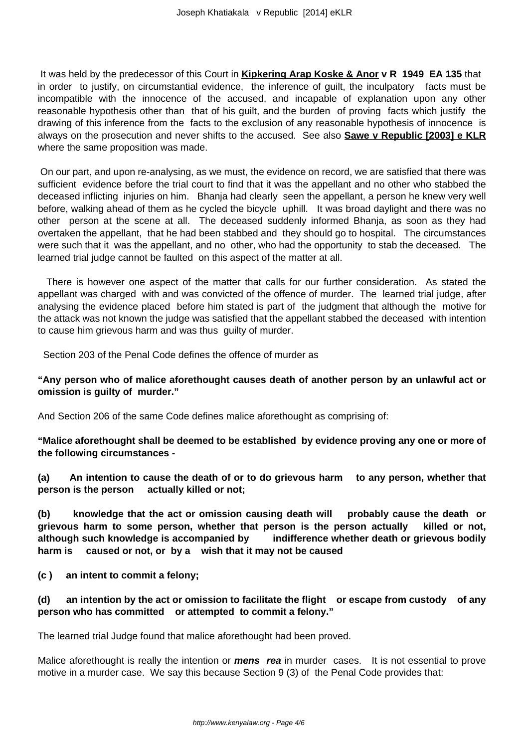It was held by the predecessor of this Court in **Kipkering Arap Koske & Anor v R 1949 EA 135** that in order to justify, on circumstantial evidence, the inference of guilt, the inculpatory facts must be incompatible with the innocence of the accused, and incapable of explanation upon any other reasonable hypothesis other than that of his guilt, and the burden of proving facts which justify the drawing of this inference from the facts to the exclusion of any reasonable hypothesis of innocence is always on the prosecution and never shifts to the accused. See also **Sawe v Republic [2003] e KLR** where the same proposition was made.

On our part, and upon re-analysing, as we must, the evidence on record, we are satisfied that there was sufficient evidence before the trial court to find that it was the appellant and no other who stabbed the deceased inflicting injuries on him. Bhanja had clearly seen the appellant, a person he knew very well before, walking ahead of them as he cycled the bicycle uphill. It was broad daylight and there was no other person at the scene at all. The deceased suddenly informed Bhanja, as soon as they had overtaken the appellant, that he had been stabbed and they should go to hospital. The circumstances were such that it was the appellant, and no other, who had the opportunity to stab the deceased. The learned trial judge cannot be faulted on this aspect of the matter at all.

There is however one aspect of the matter that calls for our further consideration. As stated the appellant was charged with and was convicted of the offence of murder. The learned trial judge, after analysing the evidence placed before him stated is part of the judgment that although the motive for the attack was not known the judge was satisfied that the appellant stabbed the deceased with intention to cause him grievous harm and was thus guilty of murder.

Section 203 of the Penal Code defines the offence of murder as

**"Any person who of malice aforethought causes death of another person by an unlawful act or omission is guilty of murder."**

And Section 206 of the same Code defines malice aforethought as comprising of:

**"Malice aforethought shall be deemed to be established by evidence proving any one or more of the following circumstances -**

**(a) An intention to cause the death of or to do grievous harm to any person, whether that person is the person actually killed or not;**

**(b) knowledge that the act or omission causing death will probably cause the death or grievous harm to some person, whether that person is the person actually killed or not, although such knowledge is accompanied by indifference whether death or grievous bodily harm is caused or not, or by a wish that it may not be caused**

**(c ) an intent to commit a felony;**

**(d) an intention by the act or omission to facilitate the flight or escape from custody of any person who has committed or attempted to commit a felony."**

The learned trial Judge found that malice aforethought had been proved.

Malice aforethought is really the intention or ***mens rea*** in murder cases. It is not essential to prove motive in a murder case. We say this because Section 9 (3) of the Penal Code provides that: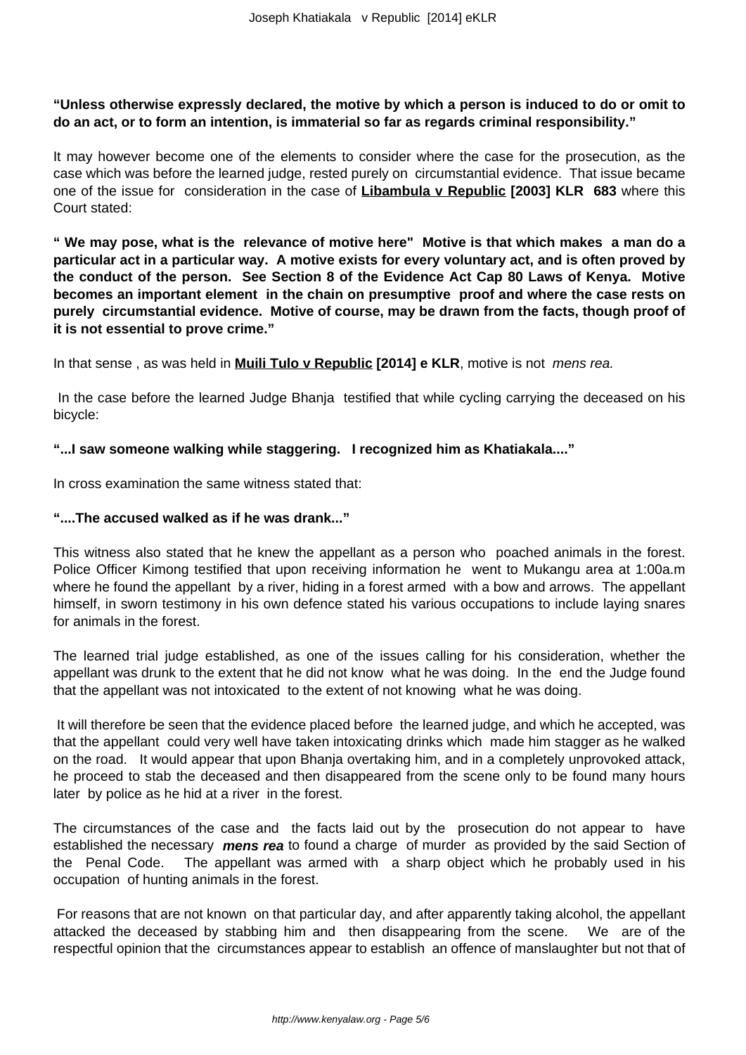**"Unless otherwise expressly declared, the motive by which a person is induced to do or omit to do an act, or to form an intention, is immaterial so far as regards criminal responsibility."**

It may however become one of the elements to consider where the case for the prosecution, as the case which was before the learned judge, rested purely on circumstantial evidence. That issue became one of the issue for consideration in the case of **Libambula v Republic [2003] KLR 683** where this Court stated:

**" We may pose, what is the relevance of motive here" Motive is that which makes a man do a particular act in a particular way. A motive exists for every voluntary act, and is often proved by the conduct of the person. See Section 8 of the Evidence Act Cap 80 Laws of Kenya. Motive becomes an important element in the chain on presumptive proof and where the case rests on purely circumstantial evidence. Motive of course, may be drawn from the facts, though proof of it is not essential to prove crime."**

In that sense , as was held in **Muili Tulo v Republic [2014] e KLR**, motive is not *mens rea.*

In the case before the learned Judge Bhanja testified that while cycling carrying the deceased on his bicycle:

**"...I saw someone walking while staggering. I recognized him as Khatiakala...."**

In cross examination the same witness stated that:

**"....The accused walked as if he was drank..."**

This witness also stated that he knew the appellant as a person who poached animals in the forest. Police Officer Kimong testified that upon receiving information he went to Mukangu area at 1:00a.m where he found the appellant by a river, hiding in a forest armed with a bow and arrows. The appellant himself, in sworn testimony in his own defence stated his various occupations to include laying snares for animals in the forest.

The learned trial judge established, as one of the issues calling for his consideration, whether the appellant was drunk to the extent that he did not know what he was doing. In the end the Judge found that the appellant was not intoxicated to the extent of not knowing what he was doing.

It will therefore be seen that the evidence placed before the learned judge, and which he accepted, was that the appellant could very well have taken intoxicating drinks which made him stagger as he walked on the road. It would appear that upon Bhanja overtaking him, and in a completely unprovoked attack, he proceed to stab the deceased and then disappeared from the scene only to be found many hours later by police as he hid at a river in the forest.

The circumstances of the case and the facts laid out by the prosecution do not appear to have established the necessary ***mens rea*** to found a charge of murder as provided by the said Section of the Penal Code. The appellant was armed with a sharp object which he probably used in his occupation of hunting animals in the forest.

For reasons that are not known on that particular day, and after apparently taking alcohol, the appellant attacked the deceased by stabbing him and then disappearing from the scene. We are of the respectful opinion that the circumstances appear to establish an offence of manslaughter but not that of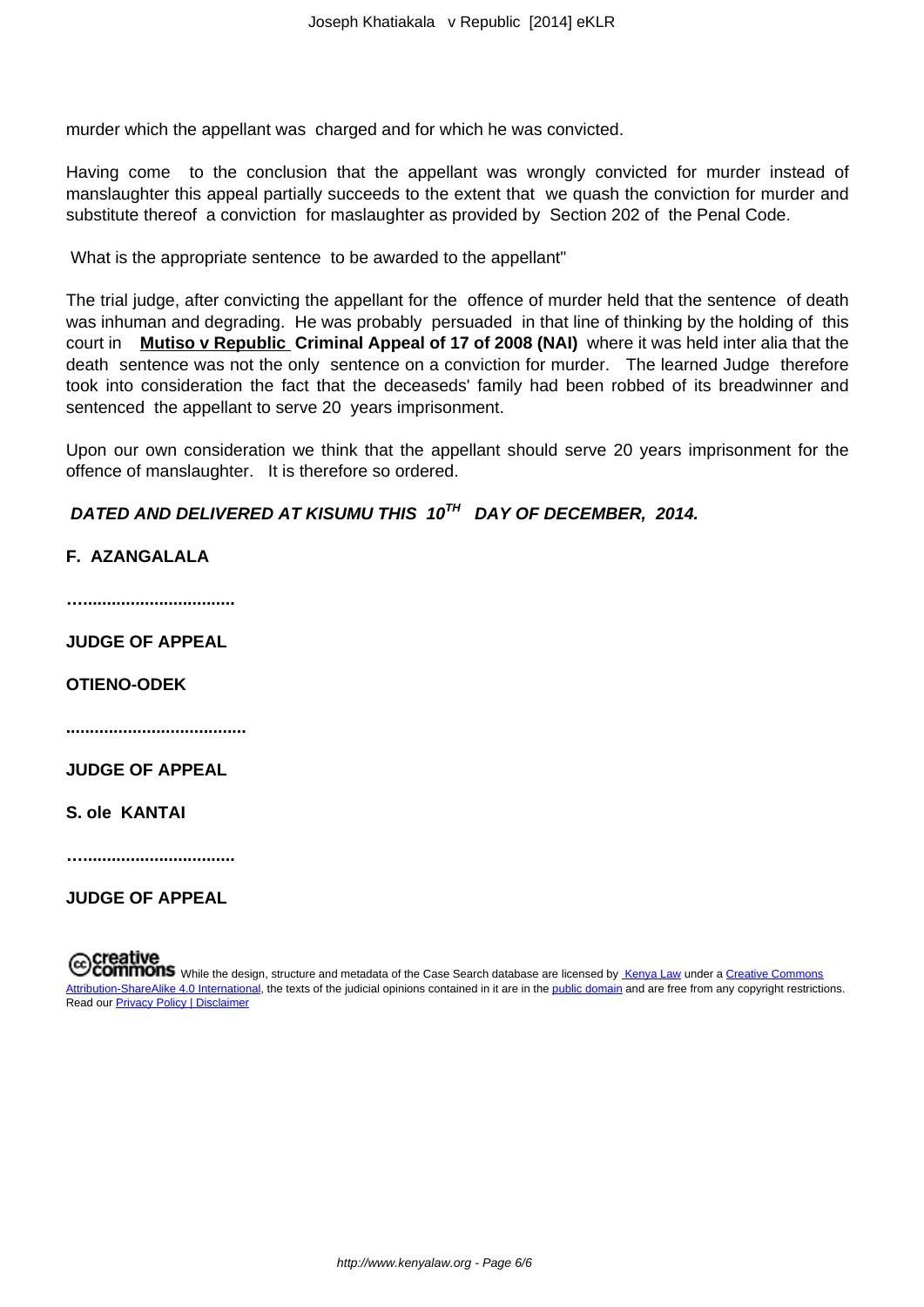murder which the appellant was charged and for which he was convicted.

Having come to the conclusion that the appellant was wrongly convicted for murder instead of manslaughter this appeal partially succeeds to the extent that we quash the conviction for murder and substitute thereof a conviction for maslaughter as provided by Section 202 of the Penal Code.

What is the appropriate sentence to be awarded to the appellant"

The trial judge, after convicting the appellant for the offence of murder held that the sentence of death was inhuman and degrading. He was probably persuaded in that line of thinking by the holding of this court in **Mutiso v Republic Criminal Appeal of 17 of 2008 (NAI)** where it was held inter alia that the death sentence was not the only sentence on a conviction for murder. The learned Judge therefore took into consideration the fact that the deceaseds' family had been robbed of its breadwinner and sentenced the appellant to serve 20 years imprisonment.

Upon our own consideration we think that the appellant should serve 20 years imprisonment for the offence of manslaughter. It is therefore so ordered.

***DATED AND DELIVERED AT KISUMU THIS 10TH DAY OF DECEMBER, 2014.***

**F. AZANGALALA**

**…...............................**

**JUDGE OF APPEAL**

**OTIENO-ODEK**

**.....................................**

**JUDGE OF APPEAL**

**S. ole KANTAI**

**…...............................**

**JUDGE OF APPEAL**

While the design, structure and metadata of the Case Search database are licensed by Kenya Law under a Creative Commons Attribution-ShareAlike 4.0 International, the texts of the judicial opinions contained in it are in the public domain and are free from any copyright restrictions. Read our Privacy Policy | Disclaimer